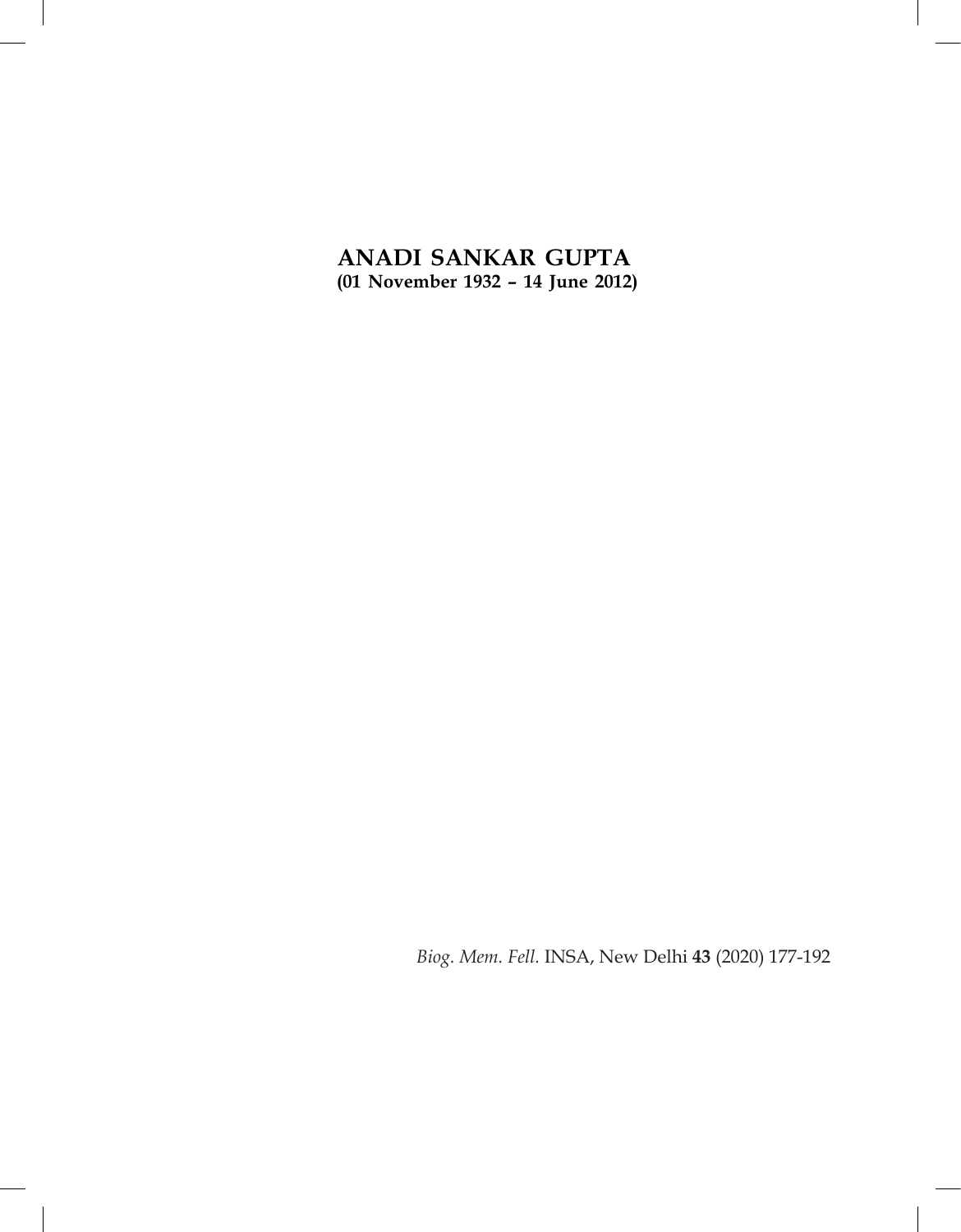# ANADI SANKAR GUPTA

**(01 November 1932 – 14 June 2012)**

*Biog. Mem. Fell.* INSA, New Delhi **43** (2020) 177-192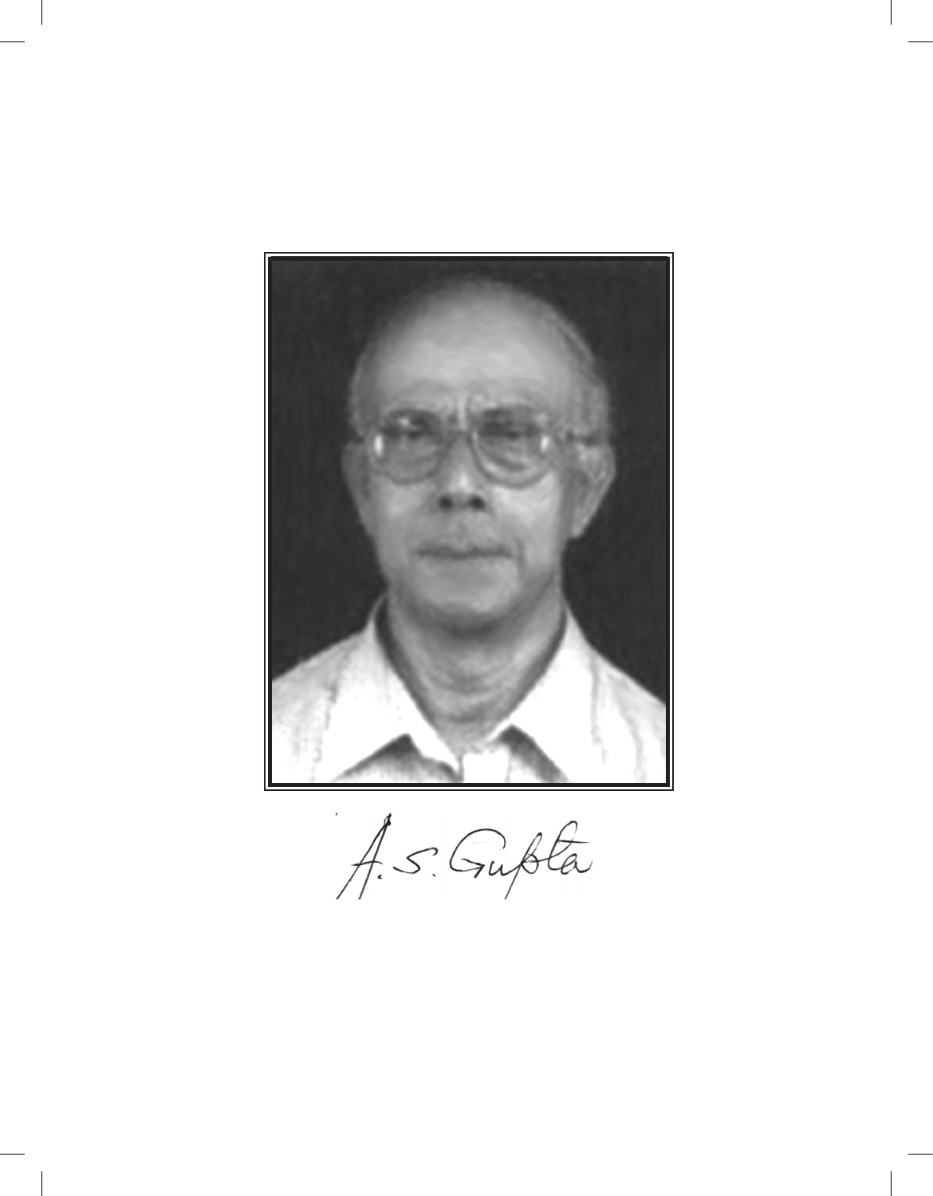A. S. Gupta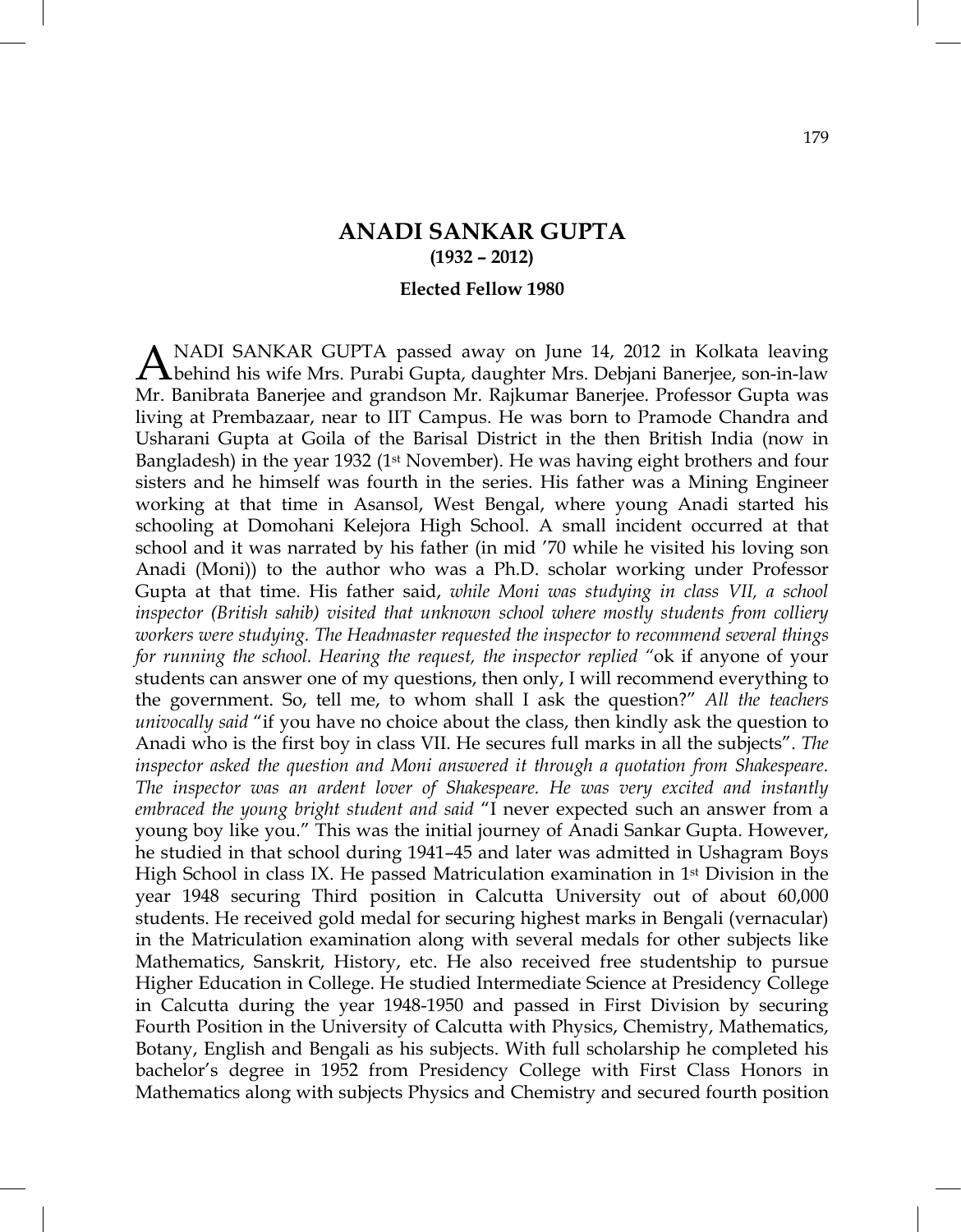# ANADI SANKAR GUPTA

**(1932 – 2012)**

**Elected Fellow 1980**

ANADI SANKAR GUPTA passed away on June 14, 2012 in Kolkata leaving behind his wife Mrs. Purabi Gupta, daughter Mrs. Debjani Banerjee, son-in-law Mr. Banibrata Banerjee and grandson Mr. Rajkumar Banerjee. Professor Gupta was living at Prembazaar, near to IIT Campus. He was born to Pramode Chandra and Usharani Gupta at Goila of the Barisal District in the then British India (now in Bangladesh) in the year 1932 (1st November). He was having eight brothers and four sisters and he himself was fourth in the series. His father was a Mining Engineer working at that time in Asansol, West Bengal, where young Anadi started his schooling at Domohani Kelejora High School. A small incident occurred at that school and it was narrated by his father (in mid '70 while he visited his loving son Anadi (Moni)) to the author who was a Ph.D. scholar working under Professor Gupta at that time. His father said, *while Moni was studying in class VII, a school inspector (British sahib) visited that unknown school where mostly students from colliery workers were studying. The Headmaster requested the inspector to recommend several things for running the school. Hearing the request, the inspector replied "*ok if anyone of your students can answer one of my questions, then only, I will recommend everything to the government. So, tell me, to whom shall I ask the question?" *All the teachers univocally said* "if you have no choice about the class, then kindly ask the question to Anadi who is the first boy in class VII. He secures full marks in all the subjects". *The inspector asked the question and Moni answered it through a quotation from Shakespeare. The inspector was an ardent lover of Shakespeare. He was very excited and instantly embraced the young bright student and said* "I never expected such an answer from a young boy like you." This was the initial journey of Anadi Sankar Gupta. However, he studied in that school during 1941–45 and later was admitted in Ushagram Boys High School in class IX. He passed Matriculation examination in 1st Division in the year 1948 securing Third position in Calcutta University out of about 60,000 students. He received gold medal for securing highest marks in Bengali (vernacular) in the Matriculation examination along with several medals for other subjects like Mathematics, Sanskrit, History, etc. He also received free studentship to pursue Higher Education in College. He studied Intermediate Science at Presidency College in Calcutta during the year 1948-1950 and passed in First Division by securing Fourth Position in the University of Calcutta with Physics, Chemistry, Mathematics, Botany, English and Bengali as his subjects. With full scholarship he completed his bachelor's degree in 1952 from Presidency College with First Class Honors in Mathematics along with subjects Physics and Chemistry and secured fourth position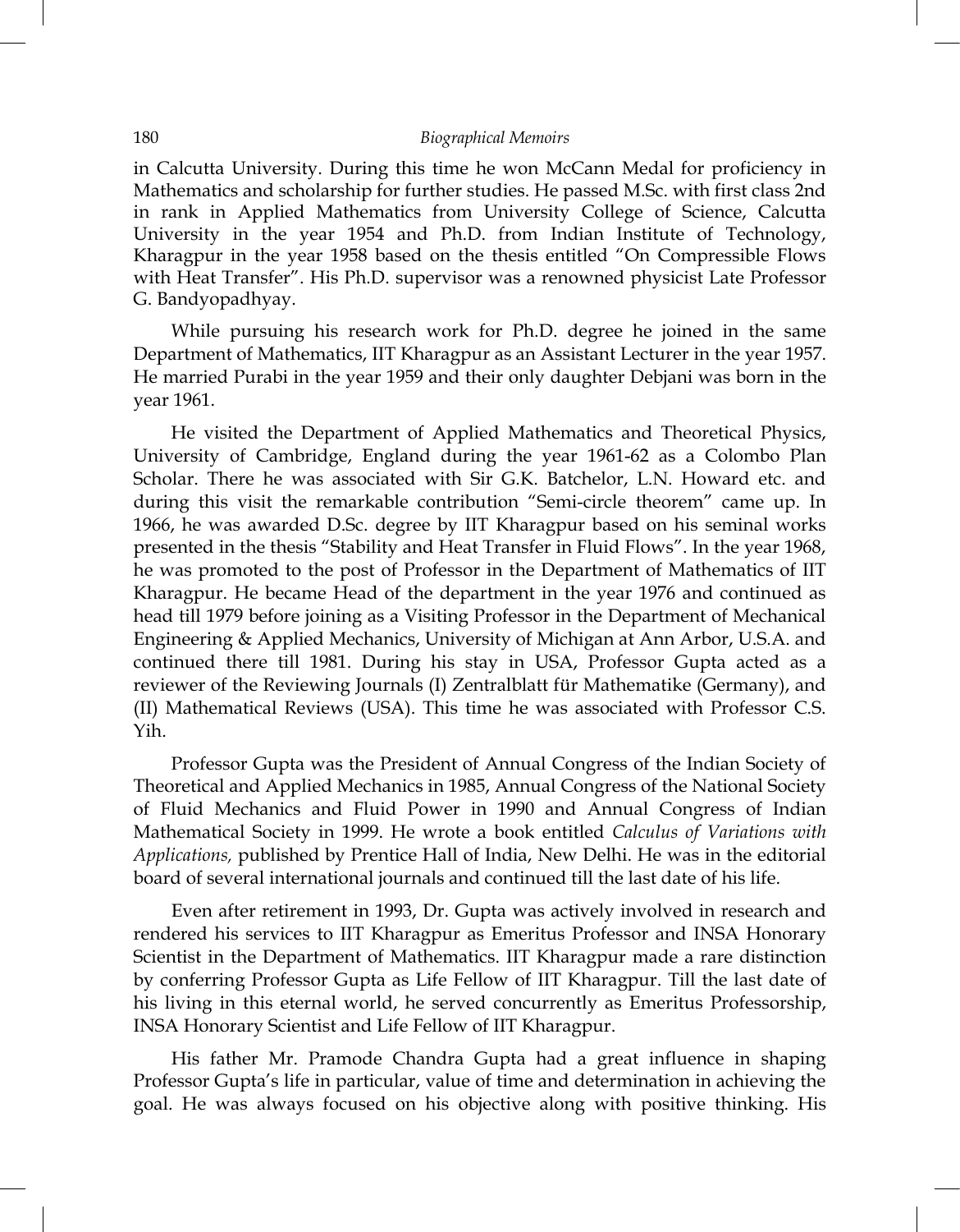in Calcutta University. During this time he won McCann Medal for proficiency in Mathematics and scholarship for further studies. He passed M.Sc. with first class 2nd in rank in Applied Mathematics from University College of Science, Calcutta University in the year 1954 and Ph.D. from Indian Institute of Technology, Kharagpur in the year 1958 based on the thesis entitled "On Compressible Flows with Heat Transfer". His Ph.D. supervisor was a renowned physicist Late Professor G. Bandyopadhyay.

While pursuing his research work for Ph.D. degree he joined in the same Department of Mathematics, IIT Kharagpur as an Assistant Lecturer in the year 1957. He married Purabi in the year 1959 and their only daughter Debjani was born in the year 1961.

He visited the Department of Applied Mathematics and Theoretical Physics, University of Cambridge, England during the year 1961-62 as a Colombo Plan Scholar. There he was associated with Sir G.K. Batchelor, L.N. Howard etc. and during this visit the remarkable contribution "Semi-circle theorem" came up. In 1966, he was awarded D.Sc. degree by IIT Kharagpur based on his seminal works presented in the thesis "Stability and Heat Transfer in Fluid Flows". In the year 1968, he was promoted to the post of Professor in the Department of Mathematics of IIT Kharagpur. He became Head of the department in the year 1976 and continued as head till 1979 before joining as a Visiting Professor in the Department of Mechanical Engineering & Applied Mechanics, University of Michigan at Ann Arbor, U.S.A. and continued there till 1981. During his stay in USA, Professor Gupta acted as a reviewer of the Reviewing Journals (I) Zentralblatt für Mathematike (Germany), and (II) Mathematical Reviews (USA). This time he was associated with Professor C.S. Yih.

Professor Gupta was the President of Annual Congress of the Indian Society of Theoretical and Applied Mechanics in 1985, Annual Congress of the National Society of Fluid Mechanics and Fluid Power in 1990 and Annual Congress of Indian Mathematical Society in 1999. He wrote a book entitled *Calculus of Variations with Applications,* published by Prentice Hall of India, New Delhi. He was in the editorial board of several international journals and continued till the last date of his life.

Even after retirement in 1993, Dr. Gupta was actively involved in research and rendered his services to IIT Kharagpur as Emeritus Professor and INSA Honorary Scientist in the Department of Mathematics. IIT Kharagpur made a rare distinction by conferring Professor Gupta as Life Fellow of IIT Kharagpur. Till the last date of his living in this eternal world, he served concurrently as Emeritus Professorship, INSA Honorary Scientist and Life Fellow of IIT Kharagpur.

His father Mr. Pramode Chandra Gupta had a great influence in shaping Professor Gupta's life in particular, value of time and determination in achieving the goal. He was always focused on his objective along with positive thinking. His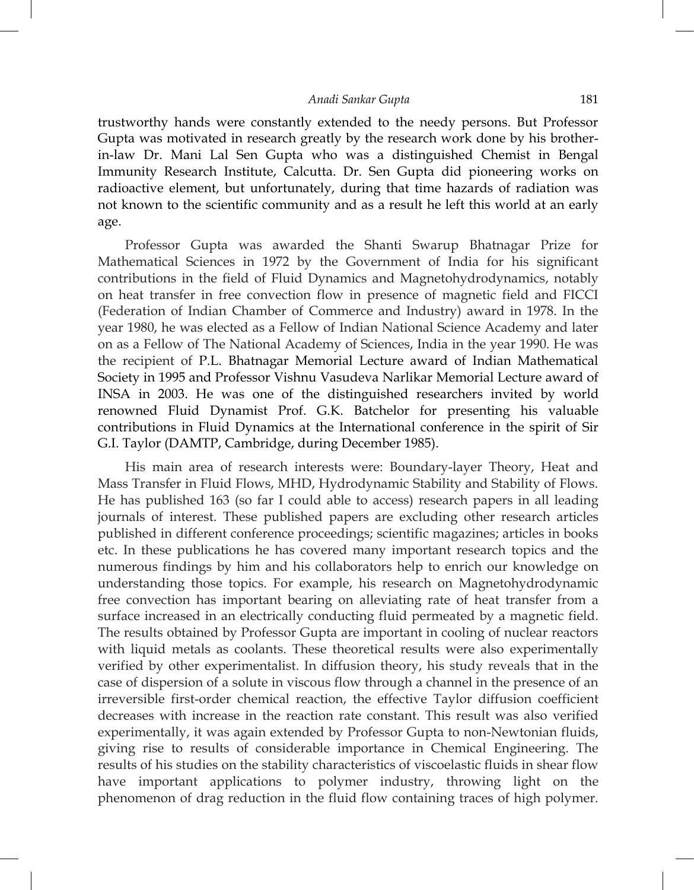trustworthy hands were constantly extended to the needy persons. But Professor Gupta was motivated in research greatly by the research work done by his brother-in-law Dr. Mani Lal Sen Gupta who was a distinguished Chemist in Bengal Immunity Research Institute, Calcutta. Dr. Sen Gupta did pioneering works on radioactive element, but unfortunately, during that time hazards of radiation was not known to the scientific community and as a result he left this world at an early age.

Professor Gupta was awarded the Shanti Swarup Bhatnagar Prize for Mathematical Sciences in 1972 by the Government of India for his significant contributions in the field of Fluid Dynamics and Magnetohydrodynamics, notably on heat transfer in free convection flow in presence of magnetic field and FICCI (Federation of Indian Chamber of Commerce and Industry) award in 1978. In the year 1980, he was elected as a Fellow of Indian National Science Academy and later on as a Fellow of The National Academy of Sciences, India in the year 1990. He was the recipient of P.L. Bhatnagar Memorial Lecture award of Indian Mathematical Society in 1995 and Professor Vishnu Vasudeva Narlikar Memorial Lecture award of INSA in 2003. He was one of the distinguished researchers invited by world renowned Fluid Dynamist Prof. G.K. Batchelor for presenting his valuable contributions in Fluid Dynamics at the International conference in the spirit of Sir G.I. Taylor (DAMTP, Cambridge, during December 1985).

His main area of research interests were: Boundary-layer Theory, Heat and Mass Transfer in Fluid Flows, MHD, Hydrodynamic Stability and Stability of Flows. He has published 163 (so far I could able to access) research papers in all leading journals of interest. These published papers are excluding other research articles published in different conference proceedings; scientific magazines; articles in books etc. In these publications he has covered many important research topics and the numerous findings by him and his collaborators help to enrich our knowledge on understanding those topics. For example, his research on Magnetohydrodynamic free convection has important bearing on alleviating rate of heat transfer from a surface increased in an electrically conducting fluid permeated by a magnetic field. The results obtained by Professor Gupta are important in cooling of nuclear reactors with liquid metals as coolants. These theoretical results were also experimentally verified by other experimentalist. In diffusion theory, his study reveals that in the case of dispersion of a solute in viscous flow through a channel in the presence of an irreversible first-order chemical reaction, the effective Taylor diffusion coefficient decreases with increase in the reaction rate constant. This result was also verified experimentally, it was again extended by Professor Gupta to non-Newtonian fluids, giving rise to results of considerable importance in Chemical Engineering. The results of his studies on the stability characteristics of viscoelastic fluids in shear flow have important applications to polymer industry, throwing light on the phenomenon of drag reduction in the fluid flow containing traces of high polymer.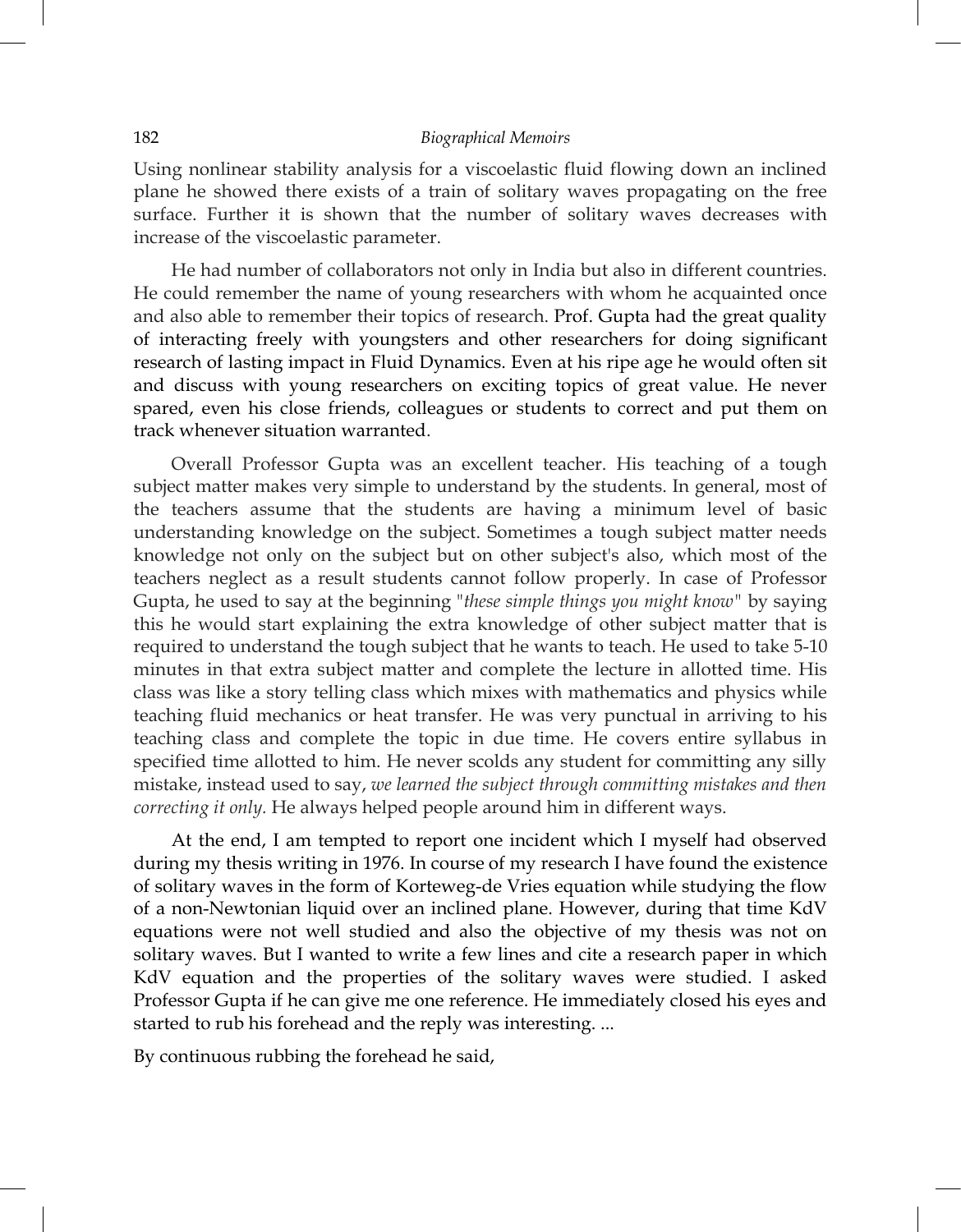Using nonlinear stability analysis for a viscoelastic fluid flowing down an inclined plane he showed there exists of a train of solitary waves propagating on the free surface. Further it is shown that the number of solitary waves decreases with increase of the viscoelastic parameter.

He had number of collaborators not only in India but also in different countries. He could remember the name of young researchers with whom he acquainted once and also able to remember their topics of research. Prof. Gupta had the great quality of interacting freely with youngsters and other researchers for doing significant research of lasting impact in Fluid Dynamics. Even at his ripe age he would often sit and discuss with young researchers on exciting topics of great value. He never spared, even his close friends, colleagues or students to correct and put them on track whenever situation warranted.

Overall Professor Gupta was an excellent teacher. His teaching of a tough subject matter makes very simple to understand by the students. In general, most of the teachers assume that the students are having a minimum level of basic understanding knowledge on the subject. Sometimes a tough subject matter needs knowledge not only on the subject but on other subject's also, which most of the teachers neglect as a result students cannot follow properly. In case of Professor Gupta, he used to say at the beginning "*these simple things you might know*" by saying this he would start explaining the extra knowledge of other subject matter that is required to understand the tough subject that he wants to teach. He used to take 5-10 minutes in that extra subject matter and complete the lecture in allotted time. His class was like a story telling class which mixes with mathematics and physics while teaching fluid mechanics or heat transfer. He was very punctual in arriving to his teaching class and complete the topic in due time. He covers entire syllabus in specified time allotted to him. He never scolds any student for committing any silly mistake, instead used to say, *we learned the subject through committing mistakes and then correcting it only.* He always helped people around him in different ways.

At the end, I am tempted to report one incident which I myself had observed during my thesis writing in 1976. In course of my research I have found the existence of solitary waves in the form of Korteweg-de Vries equation while studying the flow of a non-Newtonian liquid over an inclined plane. However, during that time KdV equations were not well studied and also the objective of my thesis was not on solitary waves. But I wanted to write a few lines and cite a research paper in which KdV equation and the properties of the solitary waves were studied. I asked Professor Gupta if he can give me one reference. He immediately closed his eyes and started to rub his forehead and the reply was interesting. ...

By continuous rubbing the forehead he said,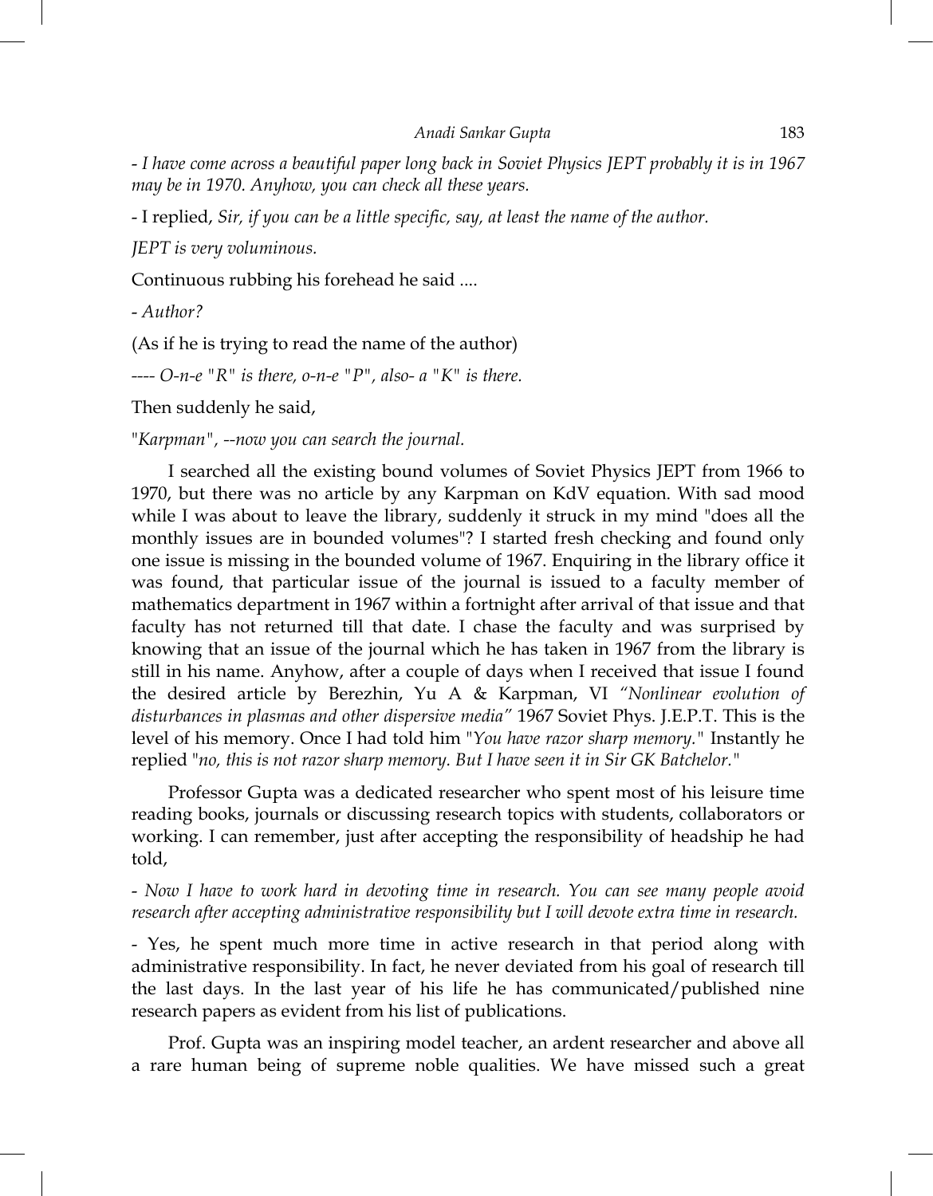- *I have come across a beautiful paper long back in Soviet Physics JEPT probably it is in 1967 may be in 1970. Anyhow, you can check all these years.*

- I replied, *Sir, if you can be a little specific, say, at least the name of the author.*

*JEPT is very voluminous.*

Continuous rubbing his forehead he said ....

- *Author?*

(As if he is trying to read the name of the author)

---- *O-n-e "R" is there, o-n-e "P", also- a "K" is there.*

Then suddenly he said,

"*Karpman", --now you can search the journal.*

I searched all the existing bound volumes of Soviet Physics JEPT from 1966 to 1970, but there was no article by any Karpman on KdV equation. With sad mood while I was about to leave the library, suddenly it struck in my mind "does all the monthly issues are in bounded volumes"? I started fresh checking and found only one issue is missing in the bounded volume of 1967. Enquiring in the library office it was found, that particular issue of the journal is issued to a faculty member of mathematics department in 1967 within a fortnight after arrival of that issue and that faculty has not returned till that date. I chase the faculty and was surprised by knowing that an issue of the journal which he has taken in 1967 from the library is still in his name. Anyhow, after a couple of days when I received that issue I found the desired article by Berezhin, Yu A & Karpman, VI *"Nonlinear evolution of disturbances in plasmas and other dispersive media"* 1967 Soviet Phys. J.E.P.T. This is the level of his memory. Once I had told him "*You have razor sharp memory.*" Instantly he replied "*no, this is not razor sharp memory. But I have seen it in Sir GK Batchelor.*"

Professor Gupta was a dedicated researcher who spent most of his leisure time reading books, journals or discussing research topics with students, collaborators or working. I can remember, just after accepting the responsibility of headship he had told,

- *Now I have to work hard in devoting time in research. You can see many people avoid research after accepting administrative responsibility but I will devote extra time in research.*

- Yes, he spent much more time in active research in that period along with administrative responsibility. In fact, he never deviated from his goal of research till the last days. In the last year of his life he has communicated/published nine research papers as evident from his list of publications.

Prof. Gupta was an inspiring model teacher, an ardent researcher and above all a rare human being of supreme noble qualities. We have missed such a great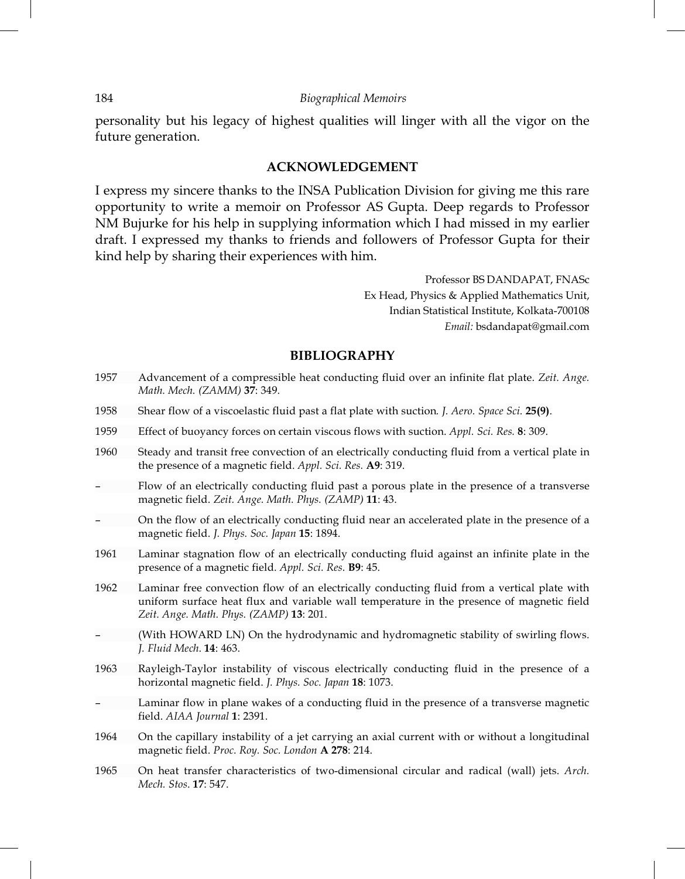personality but his legacy of highest qualities will linger with all the vigor on the future generation.

## ACKNOWLEDGEMENT

I express my sincere thanks to the INSA Publication Division for giving me this rare opportunity to write a memoir on Professor AS Gupta. Deep regards to Professor NM Bujurke for his help in supplying information which I had missed in my earlier draft. I expressed my thanks to friends and followers of Professor Gupta for their kind help by sharing their experiences with him.

Professor BS DANDAPAT, FNASc
Ex Head, Physics & Applied Mathematics Unit,
Indian Statistical Institute, Kolkata-700108
*Email:* bsdandapat@gmail.com

## BIBLIOGRAPHY

1957 Advancement of a compressible heat conducting fluid over an infinite flat plate. *Zeit. Ange. Math. Mech. (ZAMM)* **37**: 349.

1958 Shear flow of a viscoelastic fluid past a flat plate with suction. *J. Aero. Space Sci.* **25(9)**.

1959 Effect of buoyancy forces on certain viscous flows with suction. *Appl. Sci. Res.* **8**: 309.

1960 Steady and transit free convection of an electrically conducting fluid from a vertical plate in the presence of a magnetic field. *Appl. Sci. Res.* **A9**: 319.

– Flow of an electrically conducting fluid past a porous plate in the presence of a transverse magnetic field. *Zeit. Ange. Math. Phys. (ZAMP)* **11**: 43.

– On the flow of an electrically conducting fluid near an accelerated plate in the presence of a magnetic field. *J. Phys. Soc. Japan* **15**: 1894.

1961 Laminar stagnation flow of an electrically conducting fluid against an infinite plate in the presence of a magnetic field. *Appl. Sci. Res.* **B9**: 45.

1962 Laminar free convection flow of an electrically conducting fluid from a vertical plate with uniform surface heat flux and variable wall temperature in the presence of magnetic field *Zeit. Ange. Math. Phys. (ZAMP)* **13**: 201.

– (With HOWARD LN) On the hydrodynamic and hydromagnetic stability of swirling flows. *J. Fluid Mech.* **14**: 463.

1963 Rayleigh-Taylor instability of viscous electrically conducting fluid in the presence of a horizontal magnetic field. *J. Phys. Soc. Japan* **18**: 1073.

– Laminar flow in plane wakes of a conducting fluid in the presence of a transverse magnetic field. *AIAA Journal* **1**: 2391.

1964 On the capillary instability of a jet carrying an axial current with or without a longitudinal magnetic field. *Proc. Roy. Soc. London* **A 278**: 214.

1965 On heat transfer characteristics of two-dimensional circular and radical (wall) jets. *Arch. Mech. Stos.* **17**: 547.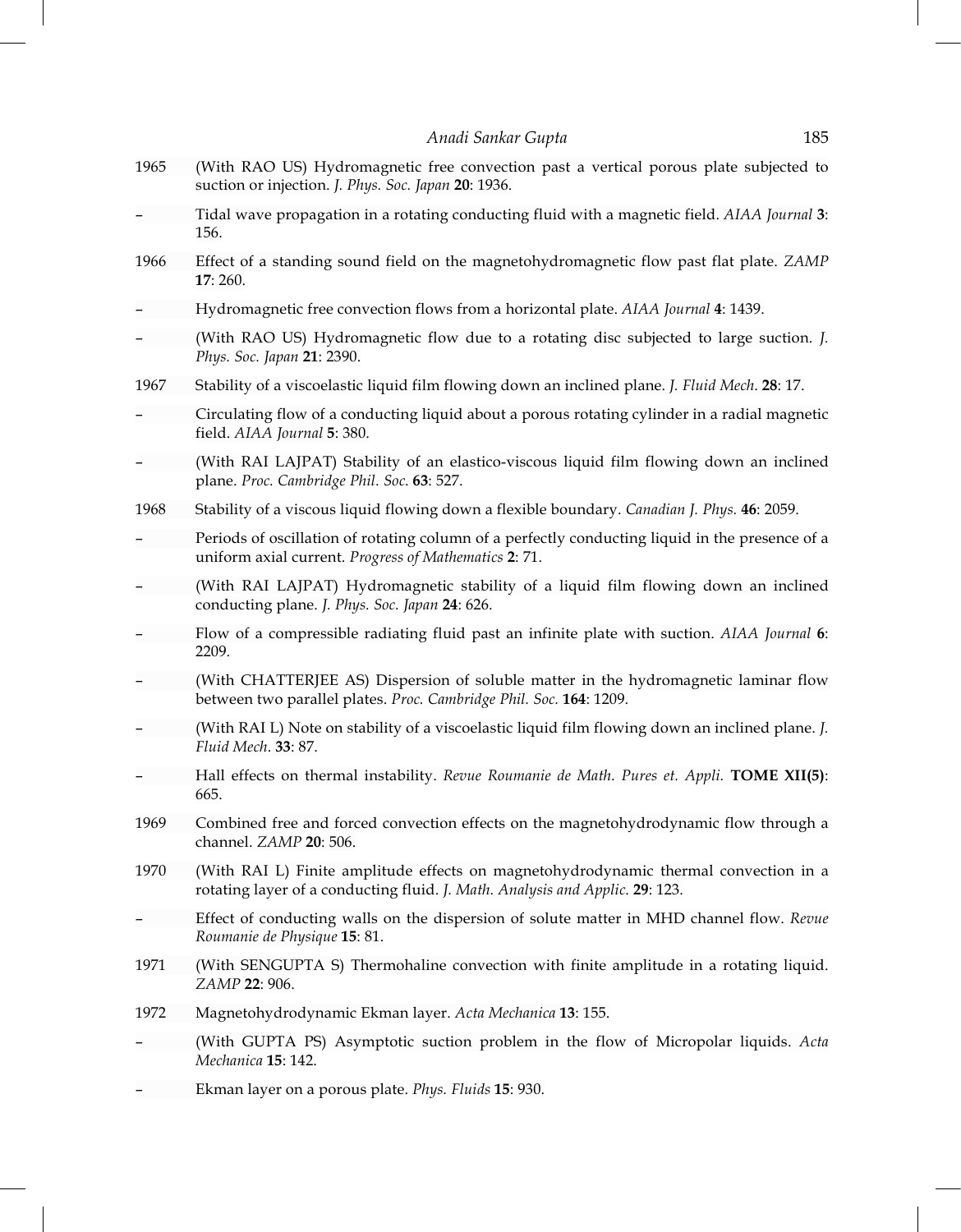1965 (With RAO US) Hydromagnetic free convection past a vertical porous plate subjected to suction or injection. *J. Phys. Soc. Japan* **20**: 1936.

– Tidal wave propagation in a rotating conducting fluid with a magnetic field. *AIAA Journal* **3**: 156.

1966 Effect of a standing sound field on the magnetohydromagnetic flow past flat plate. *ZAMP* **17**: 260.

– Hydromagnetic free convection flows from a horizontal plate. *AIAA Journal* **4**: 1439.

– (With RAO US) Hydromagnetic flow due to a rotating disc subjected to large suction. *J. Phys. Soc. Japan* **21**: 2390.

1967 Stability of a viscoelastic liquid film flowing down an inclined plane. *J. Fluid Mech.* **28**: 17.

– Circulating flow of a conducting liquid about a porous rotating cylinder in a radial magnetic field. *AIAA Journal* **5**: 380.

– (With RAI LAJPAT) Stability of an elastico-viscous liquid film flowing down an inclined plane. *Proc. Cambridge Phil. Soc.* **63**: 527.

1968 Stability of a viscous liquid flowing down a flexible boundary. *Canadian J. Phys.* **46**: 2059.

– Periods of oscillation of rotating column of a perfectly conducting liquid in the presence of a uniform axial current. *Progress of Mathematics* **2**: 71.

– (With RAI LAJPAT) Hydromagnetic stability of a liquid film flowing down an inclined conducting plane. *J. Phys. Soc. Japan* **24**: 626.

– Flow of a compressible radiating fluid past an infinite plate with suction. *AIAA Journal* **6**: 2209.

– (With CHATTERJEE AS) Dispersion of soluble matter in the hydromagnetic laminar flow between two parallel plates. *Proc. Cambridge Phil. Soc.* **164**: 1209.

– (With RAI L) Note on stability of a viscoelastic liquid film flowing down an inclined plane. *J. Fluid Mech.* **33**: 87.

– Hall effects on thermal instability. *Revue Roumanie de Math. Pures et. Appli.* **TOME XII(5)**: 665.

1969 Combined free and forced convection effects on the magnetohydrodynamic flow through a channel. *ZAMP* **20**: 506.

1970 (With RAI L) Finite amplitude effects on magnetohydrodynamic thermal convection in a rotating layer of a conducting fluid. *J. Math. Analysis and Applic.* **29**: 123.

– Effect of conducting walls on the dispersion of solute matter in MHD channel flow. *Revue Roumanie de Physique* **15**: 81.

1971 (With SENGUPTA S) Thermohaline convection with finite amplitude in a rotating liquid. *ZAMP* **22**: 906.

1972 Magnetohydrodynamic Ekman layer. *Acta Mechanica* **13**: 155.

– (With GUPTA PS) Asymptotic suction problem in the flow of Micropolar liquids. *Acta Mechanica* **15**: 142.

– Ekman layer on a porous plate. *Phys. Fluids* **15**: 930.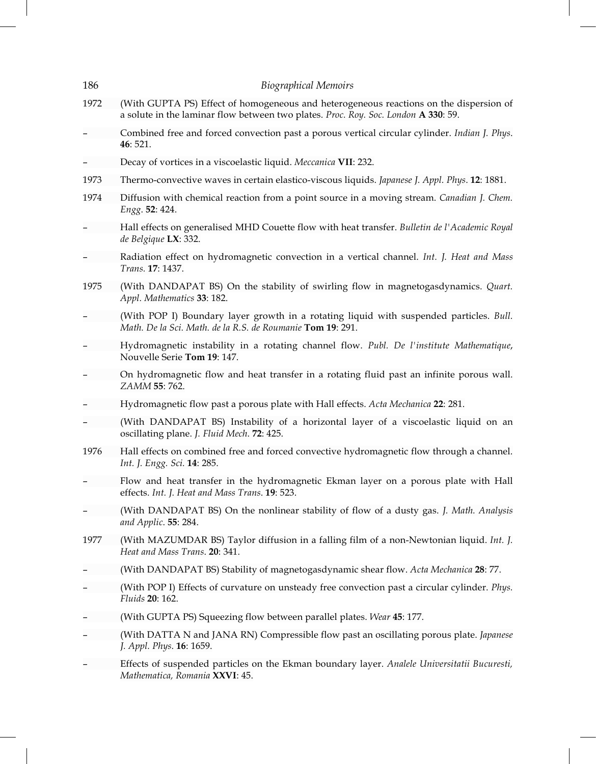1972 (With GUPTA PS) Effect of homogeneous and heterogeneous reactions on the dispersion of a solute in the laminar flow between two plates. *Proc. Roy. Soc. London* **A 330**: 59.

– Combined free and forced convection past a porous vertical circular cylinder. *Indian J. Phys.* **46**: 521.

– Decay of vortices in a viscoelastic liquid. *Meccanica* **VII**: 232.

1973 Thermo-convective waves in certain elastico-viscous liquids. *Japanese J. Appl. Phys*. **12**: 1881.

1974 Diffusion with chemical reaction from a point source in a moving stream. *Canadian J. Chem. Engg*. **52**: 424.

– Hall effects on generalised MHD Couette flow with heat transfer. *Bulletin de l'Academic Royal de Belgique* **LX**: 332.

– Radiation effect on hydromagnetic convection in a vertical channel. *Int. J. Heat and Mass Trans.* **17**: 1437.

1975 (With DANDAPAT BS) On the stability of swirling flow in magnetogasdynamics. *Quart. Appl. Mathematics* **33**: 182.

– (With POP I) Boundary layer growth in a rotating liquid with suspended particles. *Bull. Math. De la Sci. Math. de la R.S. de Roumanie* **Tom 19**: 291.

– Hydromagnetic instability in a rotating channel flow. *Publ. De l'institute Mathematique,* Nouvelle Serie **Tom 19**: 147.

– On hydromagnetic flow and heat transfer in a rotating fluid past an infinite porous wall. *ZAMM* **55**: 762.

– Hydromagnetic flow past a porous plate with Hall effects. *Acta Mechanica* **22**: 281.

– (With DANDAPAT BS) Instability of a horizontal layer of a viscoelastic liquid on an oscillating plane. *J. Fluid Mech*. **72**: 425.

1976 Hall effects on combined free and forced convective hydromagnetic flow through a channel. *Int. J. Engg. Sci.* **14**: 285.

– Flow and heat transfer in the hydromagnetic Ekman layer on a porous plate with Hall effects. *Int. J. Heat and Mass Trans*. **19**: 523.

– (With DANDAPAT BS) On the nonlinear stability of flow of a dusty gas. *J. Math. Analysis and Applic.* **55**: 284.

1977 (With MAZUMDAR BS) Taylor diffusion in a falling film of a non-Newtonian liquid. *Int. J. Heat and Mass Trans*. **20**: 341.

– (With DANDAPAT BS) Stability of magnetogasdynamic shear flow. *Acta Mechanica* **28**: 77.

– (With POP I) Effects of curvature on unsteady free convection past a circular cylinder. *Phys. Fluids* **20**: 162.

– (With GUPTA PS) Squeezing flow between parallel plates. *Wear* **45**: 177.

– (With DATTA N and JANA RN) Compressible flow past an oscillating porous plate. *Japanese J. Appl. Phys*. **16**: 1659.

– Effects of suspended particles on the Ekman boundary layer. *Analele Universitatii Bucuresti, Mathematica, Romania* **XXVI**: 45.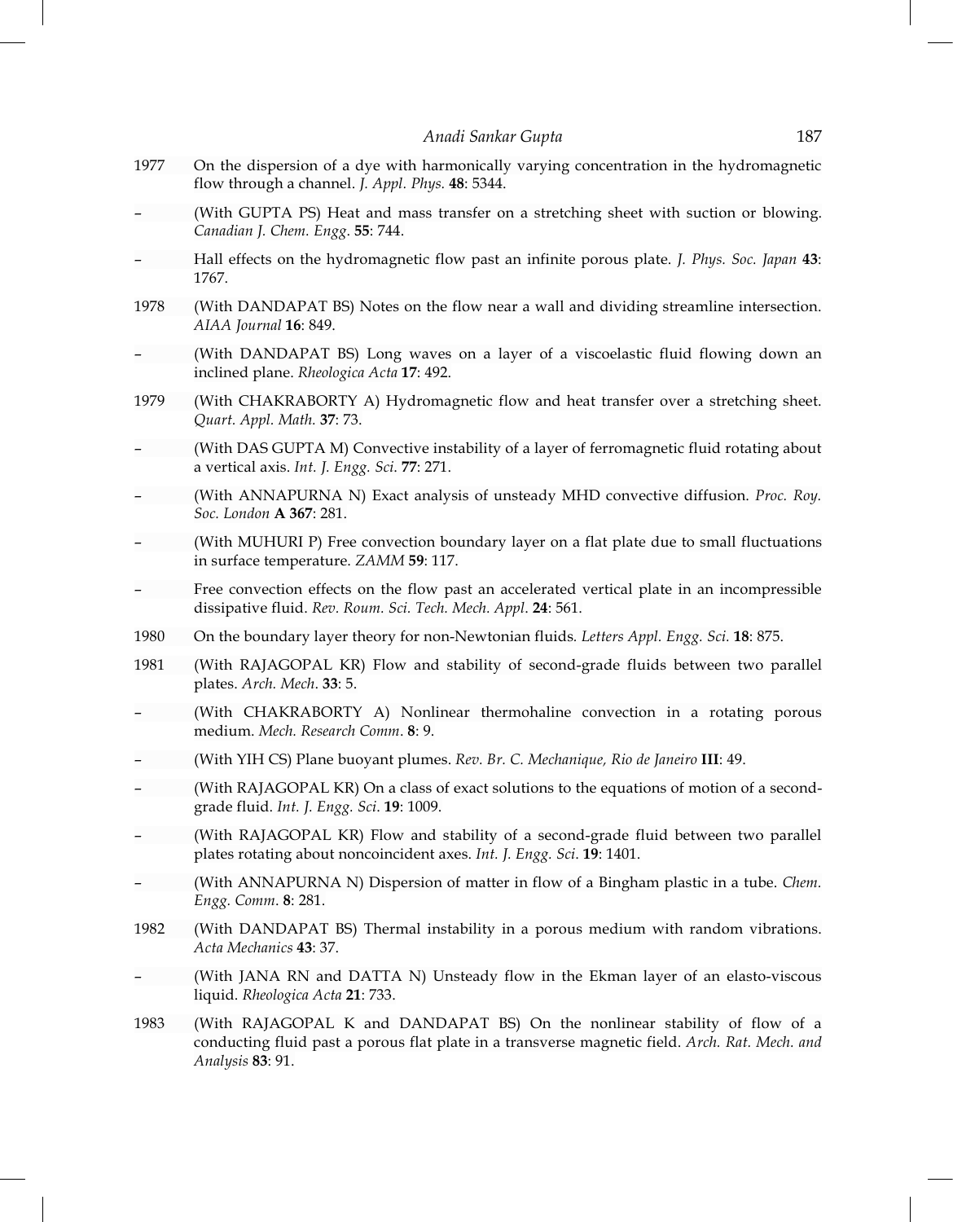1977 On the dispersion of a dye with harmonically varying concentration in the hydromagnetic flow through a channel. *J. Appl. Phys.* **48**: 5344.

– (With GUPTA PS) Heat and mass transfer on a stretching sheet with suction or blowing. *Canadian J. Chem. Engg.* **55**: 744.

– Hall effects on the hydromagnetic flow past an infinite porous plate. *J. Phys. Soc. Japan* **43**: 1767.

1978 (With DANDAPAT BS) Notes on the flow near a wall and dividing streamline intersection. *AIAA Journal* **16**: 849.

– (With DANDAPAT BS) Long waves on a layer of a viscoelastic fluid flowing down an inclined plane. *Rheologica Acta* **17**: 492.

1979 (With CHAKRABORTY A) Hydromagnetic flow and heat transfer over a stretching sheet. *Quart. Appl. Math.* **37**: 73.

– (With DAS GUPTA M) Convective instability of a layer of ferromagnetic fluid rotating about a vertical axis. *Int. J. Engg. Sci*. **77**: 271.

– (With ANNAPURNA N) Exact analysis of unsteady MHD convective diffusion. *Proc. Roy. Soc. London* **A 367**: 281.

– (With MUHURI P) Free convection boundary layer on a flat plate due to small fluctuations in surface temperature. *ZAMM* **59**: 117.

– Free convection effects on the flow past an accelerated vertical plate in an incompressible dissipative fluid. *Rev. Roum. Sci. Tech. Mech. Appl*. **24**: 561.

1980 On the boundary layer theory for non-Newtonian fluids. *Letters Appl. Engg. Sci.* **18**: 875.

1981 (With RAJAGOPAL KR) Flow and stability of second-grade fluids between two parallel plates. *Arch. Mech*. **33**: 5.

– (With CHAKRABORTY A) Nonlinear thermohaline convection in a rotating porous medium. *Mech. Research Comm*. **8**: 9.

– (With YIH CS) Plane buoyant plumes. *Rev. Br. C. Mechanique, Rio de Janeiro* **III**: 49.

– (With RAJAGOPAL KR) On a class of exact solutions to the equations of motion of a second-grade fluid. *Int. J. Engg. Sci*. **19**: 1009.

– (With RAJAGOPAL KR) Flow and stability of a second-grade fluid between two parallel plates rotating about noncoincident axes. *Int. J. Engg. Sci*. **19**: 1401.

– (With ANNAPURNA N) Dispersion of matter in flow of a Bingham plastic in a tube. *Chem. Engg. Comm*. **8**: 281.

1982 (With DANDAPAT BS) Thermal instability in a porous medium with random vibrations. *Acta Mechanics* **43**: 37.

– (With JANA RN and DATTA N) Unsteady flow in the Ekman layer of an elasto-viscous liquid. *Rheologica Acta* **21**: 733.

1983 (With RAJAGOPAL K and DANDAPAT BS) On the nonlinear stability of flow of a conducting fluid past a porous flat plate in a transverse magnetic field. *Arch. Rat. Mech. and Analysis* **83**: 91.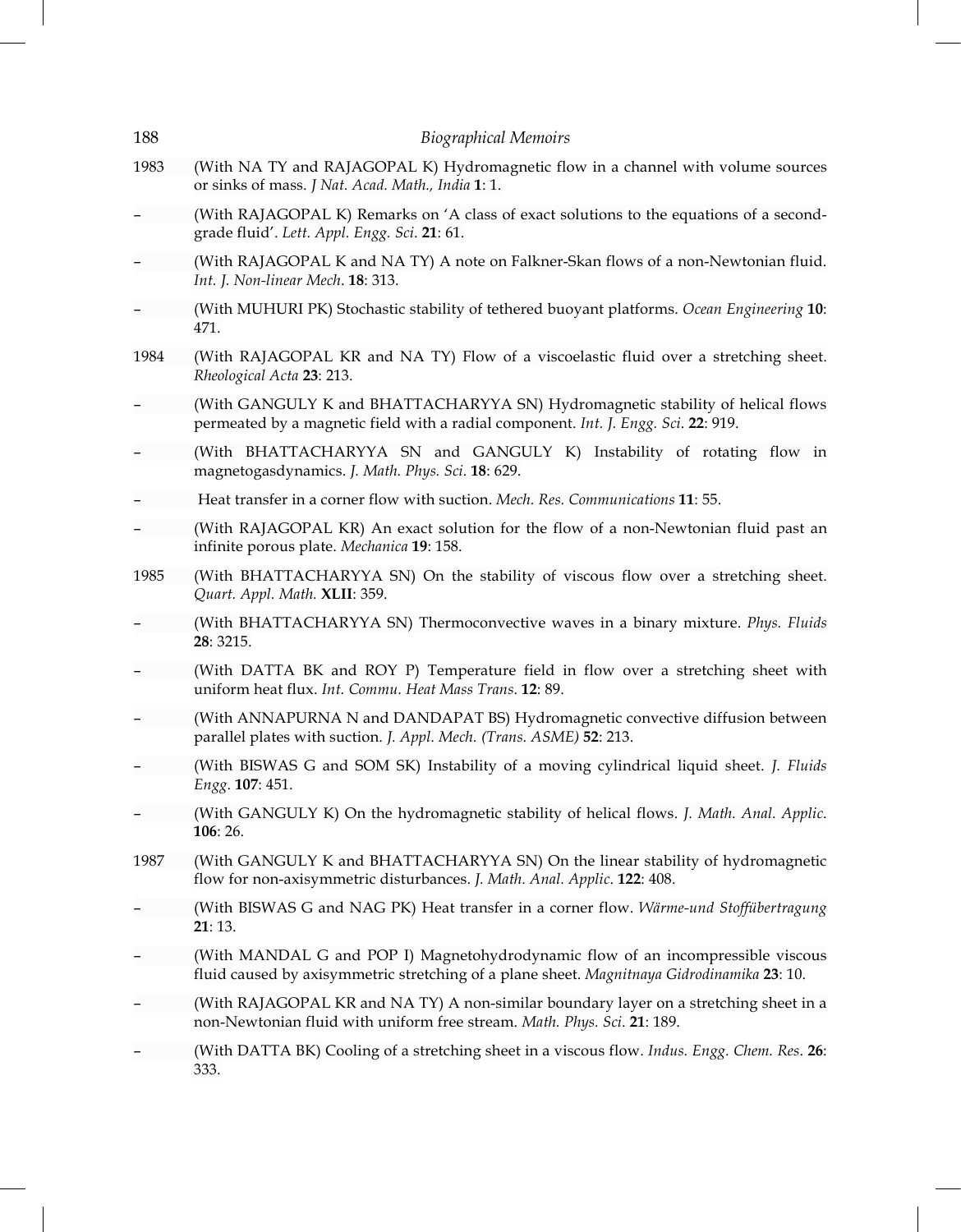1983 (With NA TY and RAJAGOPAL K) Hydromagnetic flow in a channel with volume sources or sinks of mass. *J Nat. Acad. Math., India* **1**: 1.

– (With RAJAGOPAL K) Remarks on 'A class of exact solutions to the equations of a second-grade fluid'. *Lett. Appl. Engg. Sci*. **21**: 61.

– (With RAJAGOPAL K and NA TY) A note on Falkner-Skan flows of a non-Newtonian fluid. *Int. J. Non-linear Mech*. **18**: 313.

– (With MUHURI PK) Stochastic stability of tethered buoyant platforms. *Ocean Engineering* **10**: 471.

1984 (With RAJAGOPAL KR and NA TY) Flow of a viscoelastic fluid over a stretching sheet. *Rheological Acta* **23**: 213.

– (With GANGULY K and BHATTACHARYYA SN) Hydromagnetic stability of helical flows permeated by a magnetic field with a radial component. *Int. J. Engg. Sci*. **22**: 919.

– (With BHATTACHARYYA SN and GANGULY K) Instability of rotating flow in magnetogasdynamics. *J. Math. Phys. Sci*. **18**: 629.

– Heat transfer in a corner flow with suction. *Mech. Res. Communications* **11**: 55.

– (With RAJAGOPAL KR) An exact solution for the flow of a non-Newtonian fluid past an infinite porous plate. *Mechanica* **19**: 158.

1985 (With BHATTACHARYYA SN) On the stability of viscous flow over a stretching sheet. *Quart. Appl. Math.* **XLII**: 359.

– (With BHATTACHARYYA SN) Thermoconvective waves in a binary mixture. *Phys. Fluids* **28**: 3215.

– (With DATTA BK and ROY P) Temperature field in flow over a stretching sheet with uniform heat flux. *Int. Commu. Heat Mass Trans*. **12**: 89.

– (With ANNAPURNA N and DANDAPAT BS) Hydromagnetic convective diffusion between parallel plates with suction. *J. Appl. Mech. (Trans. ASME)* **52**: 213.

– (With BISWAS G and SOM SK) Instability of a moving cylindrical liquid sheet. *J. Fluids Engg.* **107**: 451.

– (With GANGULY K) On the hydromagnetic stability of helical flows. *J. Math. Anal. Applic*. **106**: 26.

1987 (With GANGULY K and BHATTACHARYYA SN) On the linear stability of hydromagnetic flow for non-axisymmetric disturbances. *J. Math. Anal. Applic*. **122**: 408.

– (With BISWAS G and NAG PK) Heat transfer in a corner flow. *Wärme-und Stoffübertragung* **21**: 13.

– (With MANDAL G and POP I) Magnetohydrodynamic flow of an incompressible viscous fluid caused by axisymmetric stretching of a plane sheet. *Magnitnaya Gidrodinamika* **23**: 10.

– (With RAJAGOPAL KR and NA TY) A non-similar boundary layer on a stretching sheet in a non-Newtonian fluid with uniform free stream. *Math. Phys. Sci*. **21**: 189.

– (With DATTA BK) Cooling of a stretching sheet in a viscous flow. *Indus. Engg. Chem. Res*. **26**: 333.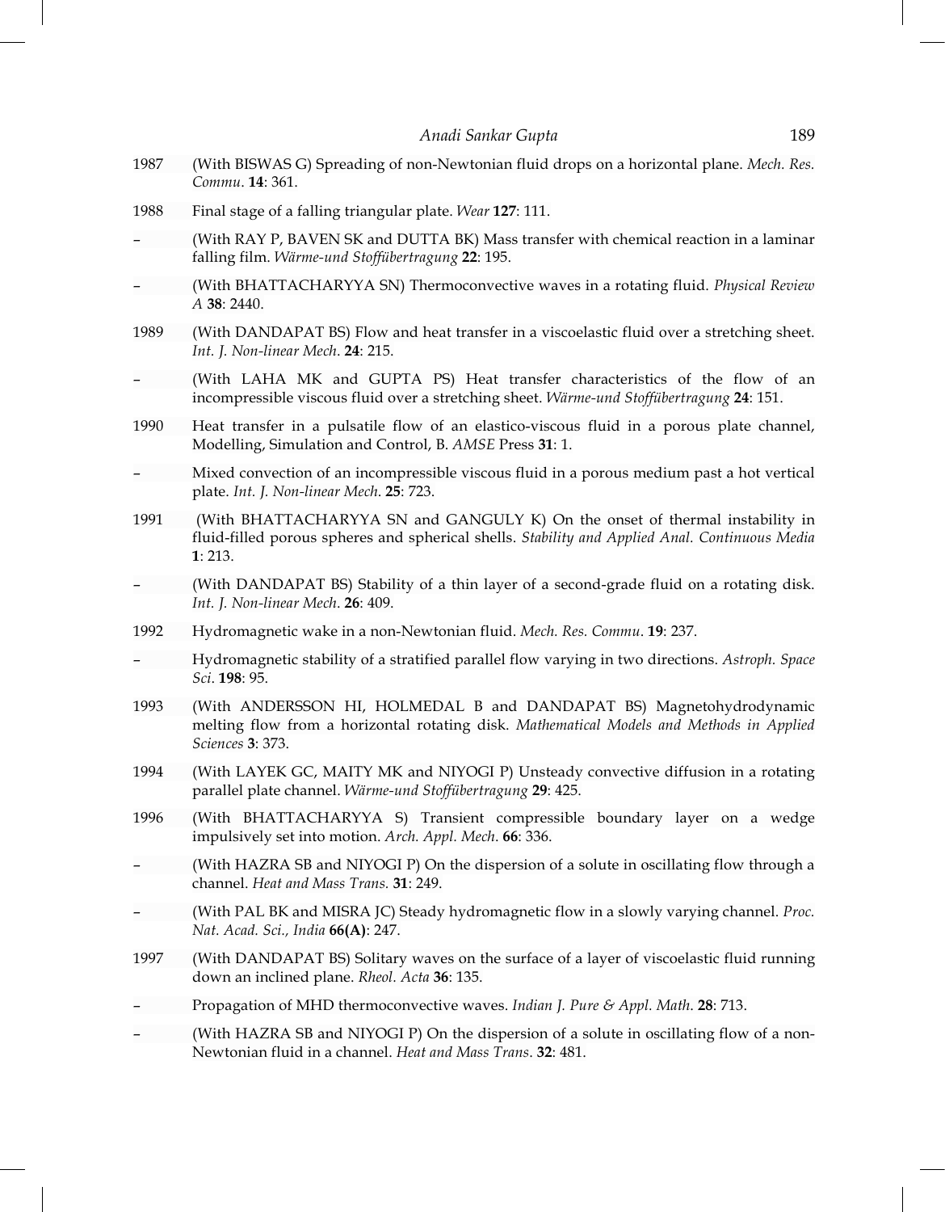1987 (With BISWAS G) Spreading of non-Newtonian fluid drops on a horizontal plane. *Mech. Res. Commu*. **14**: 361.

1988 Final stage of a falling triangular plate. *Wear* **127**: 111.

– (With RAY P, BAVEN SK and DUTTA BK) Mass transfer with chemical reaction in a laminar falling film. *Wärme-und Stoffübertragung* **22**: 195.

– (With BHATTACHARYYA SN) Thermoconvective waves in a rotating fluid. *Physical Review A* **38**: 2440.

1989 (With DANDAPAT BS) Flow and heat transfer in a viscoelastic fluid over a stretching sheet. *Int. J. Non-linear Mech*. **24**: 215.

– (With LAHA MK and GUPTA PS) Heat transfer characteristics of the flow of an incompressible viscous fluid over a stretching sheet. *Wärme-und Stoffübertragung* **24**: 151.

1990 Heat transfer in a pulsatile flow of an elastico-viscous fluid in a porous plate channel, Modelling, Simulation and Control, B. *AMSE* Press **31**: 1.

– Mixed convection of an incompressible viscous fluid in a porous medium past a hot vertical plate. *Int. J. Non-linear Mech*. **25**: 723.

1991 (With BHATTACHARYYA SN and GANGULY K) On the onset of thermal instability in fluid-filled porous spheres and spherical shells. *Stability and Applied Anal. Continuous Media* **1**: 213.

– (With DANDAPAT BS) Stability of a thin layer of a second-grade fluid on a rotating disk. *Int. J. Non-linear Mech*. **26**: 409.

1992 Hydromagnetic wake in a non-Newtonian fluid. *Mech. Res. Commu*. **19**: 237.

– Hydromagnetic stability of a stratified parallel flow varying in two directions. *Astroph. Space Sci*. **198**: 95.

1993 (With ANDERSSON HI, HOLMEDAL B and DANDAPAT BS) Magnetohydrodynamic melting flow from a horizontal rotating disk. *Mathematical Models and Methods in Applied Sciences* **3**: 373.

1994 (With LAYEK GC, MAITY MK and NIYOGI P) Unsteady convective diffusion in a rotating parallel plate channel. *Wärme-und Stoffübertragung* **29**: 425.

1996 (With BHATTACHARYYA S) Transient compressible boundary layer on a wedge impulsively set into motion. *Arch. Appl. Mech*. **66**: 336.

– (With HAZRA SB and NIYOGI P) On the dispersion of a solute in oscillating flow through a channel. *Heat and Mass Trans*. **31**: 249.

– (With PAL BK and MISRA JC) Steady hydromagnetic flow in a slowly varying channel. *Proc. Nat. Acad. Sci., India* **66(A)**: 247.

1997 (With DANDAPAT BS) Solitary waves on the surface of a layer of viscoelastic fluid running down an inclined plane. *Rheol. Acta* **36**: 135.

– Propagation of MHD thermoconvective waves. *Indian J. Pure & Appl. Math*. **28**: 713.

– (With HAZRA SB and NIYOGI P) On the dispersion of a solute in oscillating flow of a non-Newtonian fluid in a channel. *Heat and Mass Trans*. **32**: 481.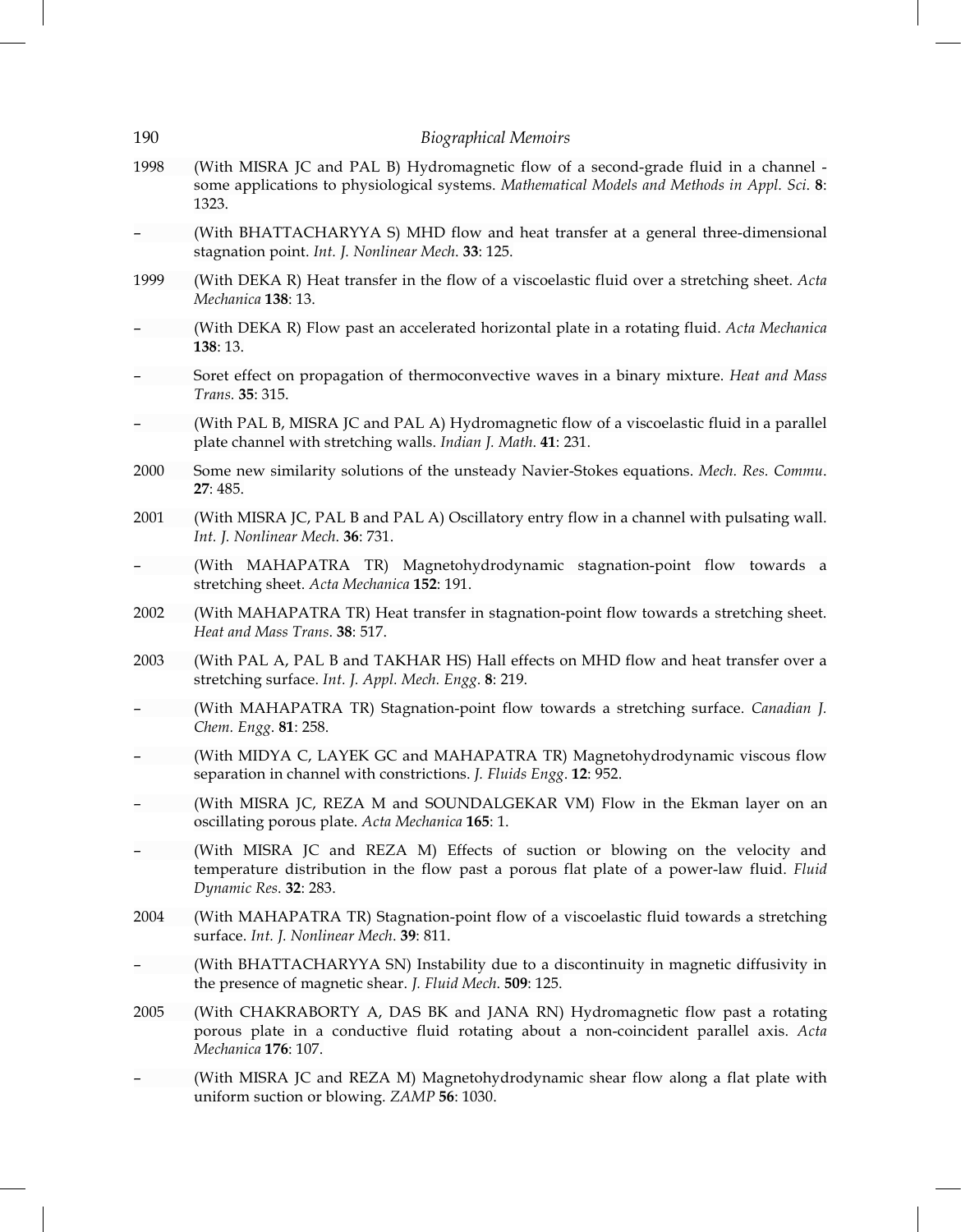1998 (With MISRA JC and PAL B) Hydromagnetic flow of a second-grade fluid in a channel - some applications to physiological systems. *Mathematical Models and Methods in Appl. Sci.* **8**: 1323.

– (With BHATTACHARYYA S) MHD flow and heat transfer at a general three-dimensional stagnation point. *Int. J. Nonlinear Mech.* **33**: 125.

1999 (With DEKA R) Heat transfer in the flow of a viscoelastic fluid over a stretching sheet. *Acta Mechanica* **138**: 13.

– (With DEKA R) Flow past an accelerated horizontal plate in a rotating fluid. *Acta Mechanica* **138**: 13.

– Soret effect on propagation of thermoconvective waves in a binary mixture. *Heat and Mass Trans.* **35**: 315.

– (With PAL B, MISRA JC and PAL A) Hydromagnetic flow of a viscoelastic fluid in a parallel plate channel with stretching walls. *Indian J. Math.* **41**: 231.

2000 Some new similarity solutions of the unsteady Navier-Stokes equations. *Mech. Res. Commu.* **27**: 485.

2001 (With MISRA JC, PAL B and PAL A) Oscillatory entry flow in a channel with pulsating wall. *Int. J. Nonlinear Mech.* **36**: 731.

– (With MAHAPATRA TR) Magnetohydrodynamic stagnation-point flow towards a stretching sheet. *Acta Mechanica* **152**: 191.

2002 (With MAHAPATRA TR) Heat transfer in stagnation-point flow towards a stretching sheet. *Heat and Mass Trans.* **38**: 517.

2003 (With PAL A, PAL B and TAKHAR HS) Hall effects on MHD flow and heat transfer over a stretching surface. *Int. J. Appl. Mech. Engg.* **8**: 219.

– (With MAHAPATRA TR) Stagnation-point flow towards a stretching surface. *Canadian J. Chem. Engg.* **81**: 258.

– (With MIDYA C, LAYEK GC and MAHAPATRA TR) Magnetohydrodynamic viscous flow separation in channel with constrictions. *J. Fluids Engg.* **12**: 952.

– (With MISRA JC, REZA M and SOUNDALGEKAR VM) Flow in the Ekman layer on an oscillating porous plate. *Acta Mechanica* **165**: 1.

– (With MISRA JC and REZA M) Effects of suction or blowing on the velocity and temperature distribution in the flow past a porous flat plate of a power-law fluid. *Fluid Dynamic Res.* **32**: 283.

2004 (With MAHAPATRA TR) Stagnation-point flow of a viscoelastic fluid towards a stretching surface. *Int. J. Nonlinear Mech.* **39**: 811.

– (With BHATTACHARYYA SN) Instability due to a discontinuity in magnetic diffusivity in the presence of magnetic shear. *J. Fluid Mech.* **509**: 125.

2005 (With CHAKRABORTY A, DAS BK and JANA RN) Hydromagnetic flow past a rotating porous plate in a conductive fluid rotating about a non-coincident parallel axis. *Acta Mechanica* **176**: 107.

– (With MISRA JC and REZA M) Magnetohydrodynamic shear flow along a flat plate with uniform suction or blowing. *ZAMP* **56**: 1030.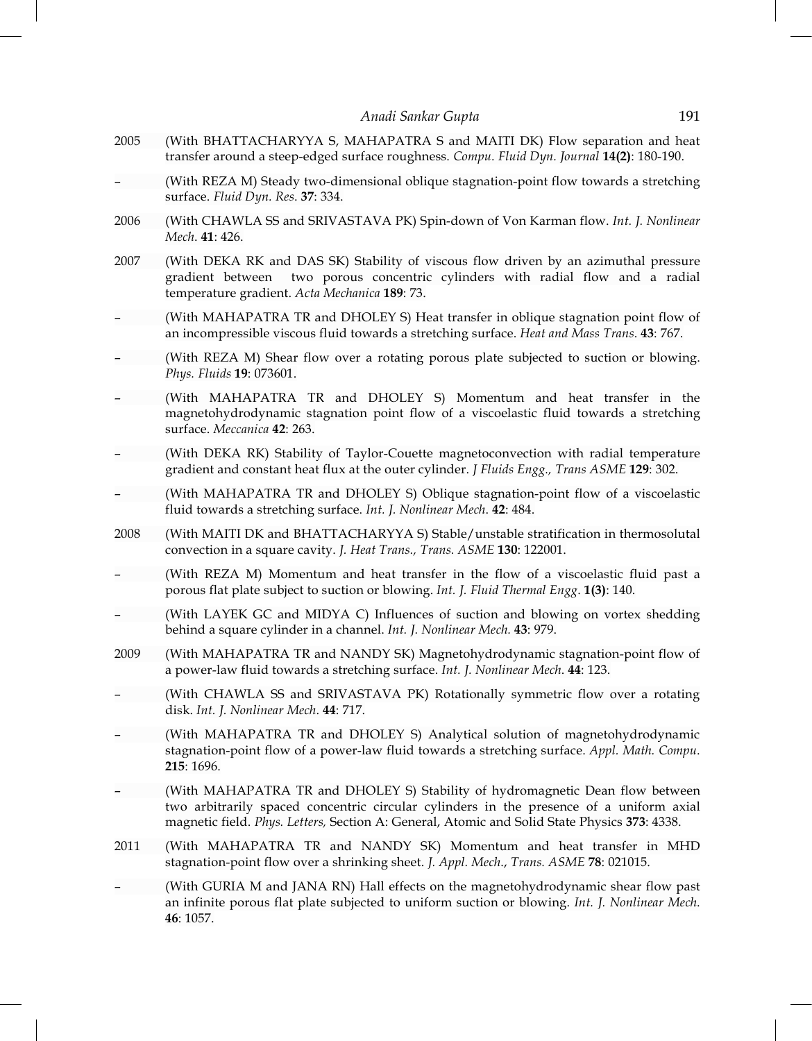2005 (With BHATTACHARYYA S, MAHAPATRA S and MAITI DK) Flow separation and heat transfer around a steep-edged surface roughness. *Compu. Fluid Dyn. Journal* **14(2)**: 180-190.

– (With REZA M) Steady two-dimensional oblique stagnation-point flow towards a stretching surface. *Fluid Dyn. Res.* **37**: 334.

2006 (With CHAWLA SS and SRIVASTAVA PK) Spin-down of Von Karman flow. *Int. J. Nonlinear Mech.* **41**: 426.

2007 (With DEKA RK and DAS SK) Stability of viscous flow driven by an azimuthal pressure gradient between two porous concentric cylinders with radial flow and a radial temperature gradient. *Acta Mechanica* **189**: 73.

– (With MAHAPATRA TR and DHOLEY S) Heat transfer in oblique stagnation point flow of an incompressible viscous fluid towards a stretching surface. *Heat and Mass Trans.* **43**: 767.

– (With REZA M) Shear flow over a rotating porous plate subjected to suction or blowing. *Phys. Fluids* **19**: 073601.

– (With MAHAPATRA TR and DHOLEY S) Momentum and heat transfer in the magnetohydrodynamic stagnation point flow of a viscoelastic fluid towards a stretching surface. *Meccanica* **42**: 263.

– (With DEKA RK) Stability of Taylor-Couette magnetoconvection with radial temperature gradient and constant heat flux at the outer cylinder. *J Fluids Engg., Trans ASME* **129**: 302.

– (With MAHAPATRA TR and DHOLEY S) Oblique stagnation-point flow of a viscoelastic fluid towards a stretching surface. *Int. J. Nonlinear Mech.* **42**: 484.

2008 (With MAITI DK and BHATTACHARYYA S) Stable/unstable stratification in thermosolutal convection in a square cavity. *J. Heat Trans., Trans. ASME* **130**: 122001.

– (With REZA M) Momentum and heat transfer in the flow of a viscoelastic fluid past a porous flat plate subject to suction or blowing. *Int. J. Fluid Thermal Engg.* **1(3)**: 140.

– (With LAYEK GC and MIDYA C) Influences of suction and blowing on vortex shedding behind a square cylinder in a channel. *Int. J. Nonlinear Mech.* **43**: 979.

2009 (With MAHAPATRA TR and NANDY SK) Magnetohydrodynamic stagnation-point flow of a power-law fluid towards a stretching surface. *Int. J. Nonlinear Mech.* **44**: 123.

– (With CHAWLA SS and SRIVASTAVA PK) Rotationally symmetric flow over a rotating disk. *Int. J. Nonlinear Mech.* **44**: 717.

– (With MAHAPATRA TR and DHOLEY S) Analytical solution of magnetohydrodynamic stagnation-point flow of a power-law fluid towards a stretching surface. *Appl. Math. Compu.* **215**: 1696.

– (With MAHAPATRA TR and DHOLEY S) Stability of hydromagnetic Dean flow between two arbitrarily spaced concentric circular cylinders in the presence of a uniform axial magnetic field. *Phys. Letters,* Section A: General, Atomic and Solid State Physics **373**: 4338.

2011 (With MAHAPATRA TR and NANDY SK) Momentum and heat transfer in MHD stagnation-point flow over a shrinking sheet. *J. Appl. Mech., Trans. ASME* **78**: 021015.

– (With GURIA M and JANA RN) Hall effects on the magnetohydrodynamic shear flow past an infinite porous flat plate subjected to uniform suction or blowing. *Int. J. Nonlinear Mech.* **46**: 1057.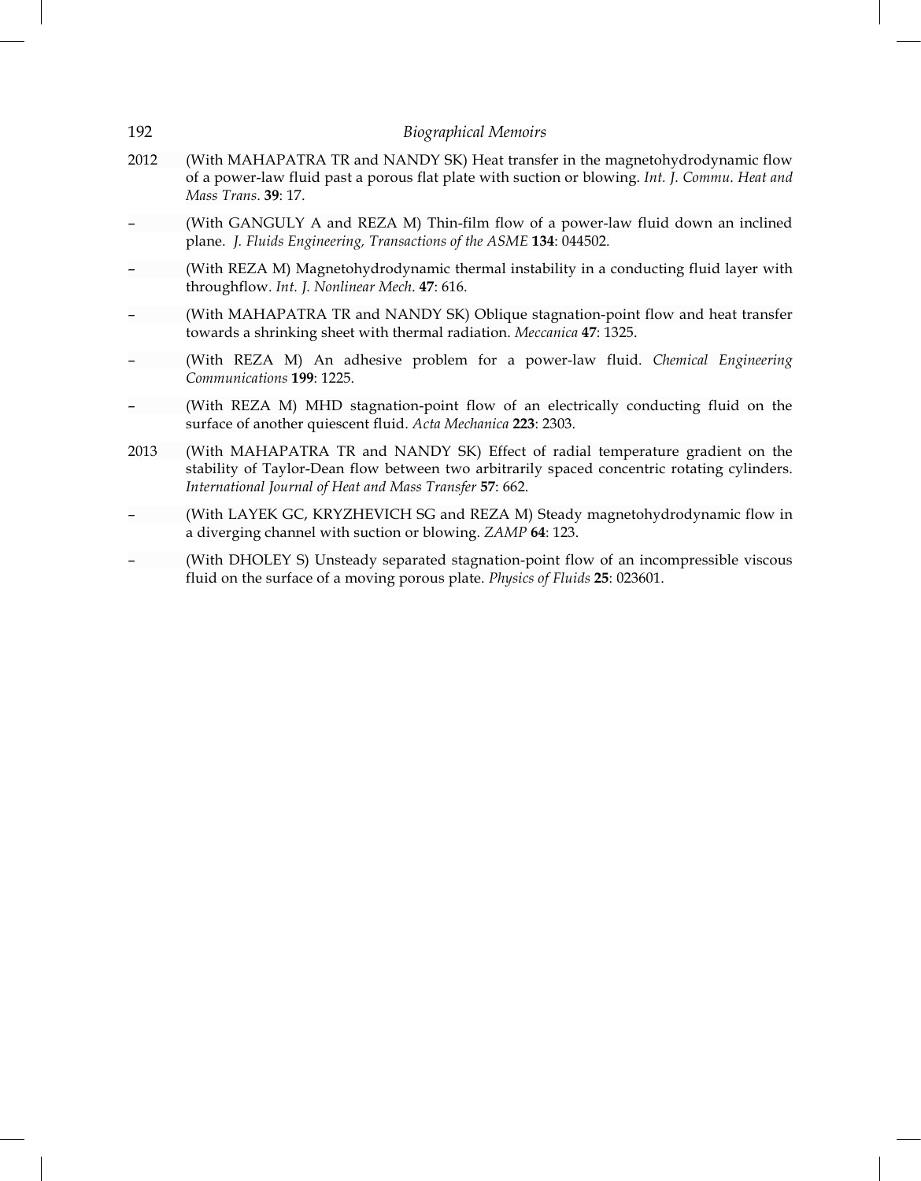2012 (With MAHAPATRA TR and NANDY SK) Heat transfer in the magnetohydrodynamic flow of a power-law fluid past a porous flat plate with suction or blowing. *Int. J. Commu. Heat and Mass Trans*. **39**: 17.

– (With GANGULY A and REZA M) Thin-film flow of a power-law fluid down an inclined plane. *J. Fluids Engineering, Transactions of the ASME* **134**: 044502.

– (With REZA M) Magnetohydrodynamic thermal instability in a conducting fluid layer with throughflow. *Int. J. Nonlinear Mech*. **47**: 616.

– (With MAHAPATRA TR and NANDY SK) Oblique stagnation-point flow and heat transfer towards a shrinking sheet with thermal radiation. *Meccanica* **47**: 1325.

– (With REZA M) An adhesive problem for a power-law fluid. *Chemical Engineering Communications* **199**: 1225.

– (With REZA M) MHD stagnation-point flow of an electrically conducting fluid on the surface of another quiescent fluid. *Acta Mechanica* **223**: 2303.

2013 (With MAHAPATRA TR and NANDY SK) Effect of radial temperature gradient on the stability of Taylor-Dean flow between two arbitrarily spaced concentric rotating cylinders. *International Journal of Heat and Mass Transfer* **57**: 662.

– (With LAYEK GC, KRYZHEVICH SG and REZA M) Steady magnetohydrodynamic flow in a diverging channel with suction or blowing. *ZAMP* **64**: 123.

– (With DHOLEY S) Unsteady separated stagnation-point flow of an incompressible viscous fluid on the surface of a moving porous plate. *Physics of Fluids* **25**: 023601.